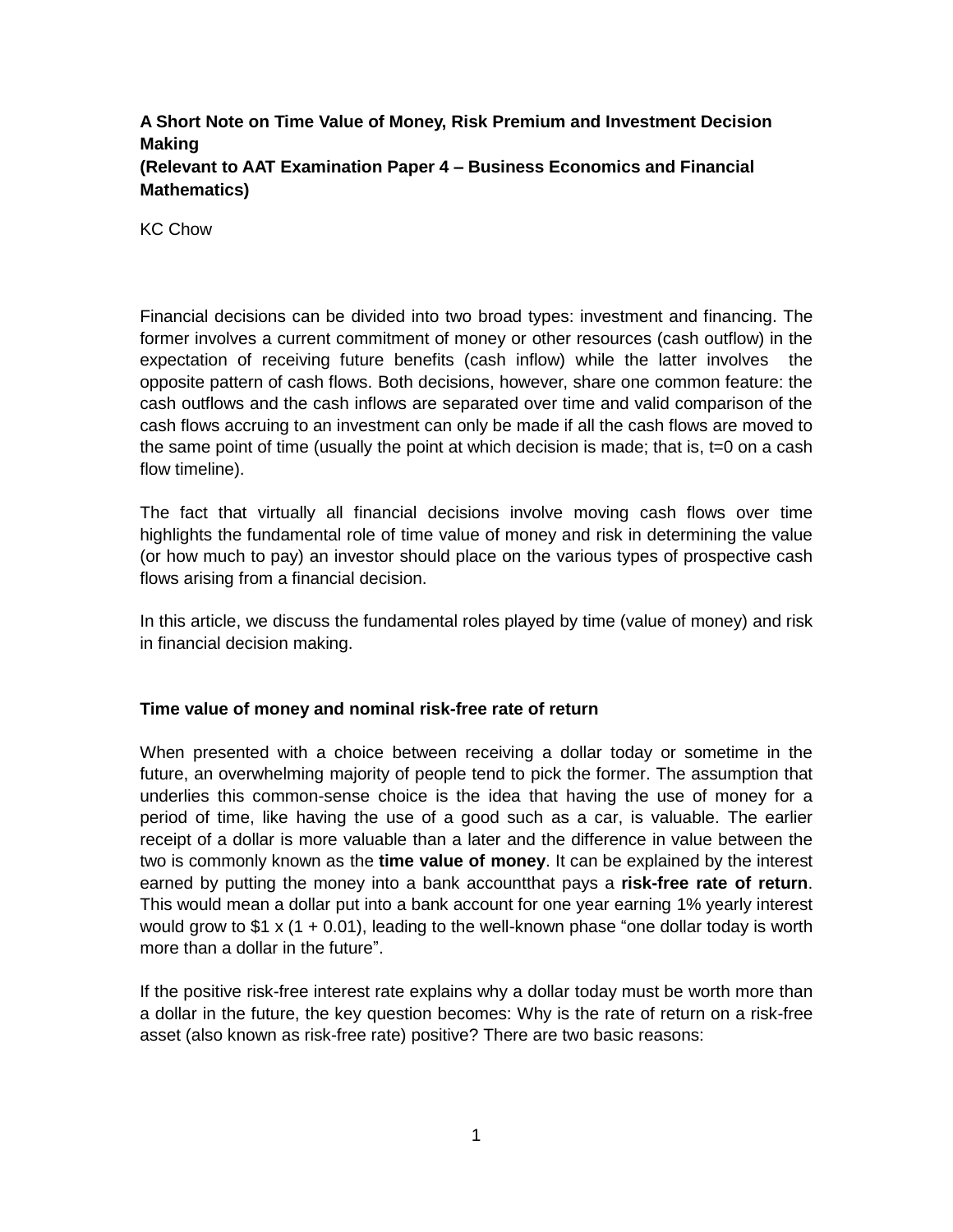**A Short Note on Time Value of Money, Risk Premium and Investment Decision Making**
**(Relevant to AAT Examination Paper 4 – Business Economics and Financial Mathematics)**

KC Chow

Financial decisions can be divided into two broad types: investment and financing. The former involves a current commitment of money or other resources (cash outflow) in the expectation of receiving future benefits (cash inflow) while the latter involves the opposite pattern of cash flows. Both decisions, however, share one common feature: the cash outflows and the cash inflows are separated over time and valid comparison of the cash flows accruing to an investment can only be made if all the cash flows are moved to the same point of time (usually the point at which decision is made; that is, t=0 on a cash flow timeline).

The fact that virtually all financial decisions involve moving cash flows over time highlights the fundamental role of time value of money and risk in determining the value (or how much to pay) an investor should place on the various types of prospective cash flows arising from a financial decision.

In this article, we discuss the fundamental roles played by time (value of money) and risk in financial decision making.

**Time value of money and nominal risk-free rate of return**

When presented with a choice between receiving a dollar today or sometime in the future, an overwhelming majority of people tend to pick the former. The assumption that underlies this common-sense choice is the idea that having the use of money for a period of time, like having the use of a good such as a car, is valuable. The earlier receipt of a dollar is more valuable than a later and the difference in value between the two is commonly known as the **time value of money**. It can be explained by the interest earned by putting the money into a bank accountthat pays a **risk-free rate of return**. This would mean a dollar put into a bank account for one year earning 1% yearly interest would grow to $\$1 \times (1 + 0.01)$, leading to the well-known phase "one dollar today is worth more than a dollar in the future".

If the positive risk-free interest rate explains why a dollar today must be worth more than a dollar in the future, the key question becomes: Why is the rate of return on a risk-free asset (also known as risk-free rate) positive? There are two basic reasons: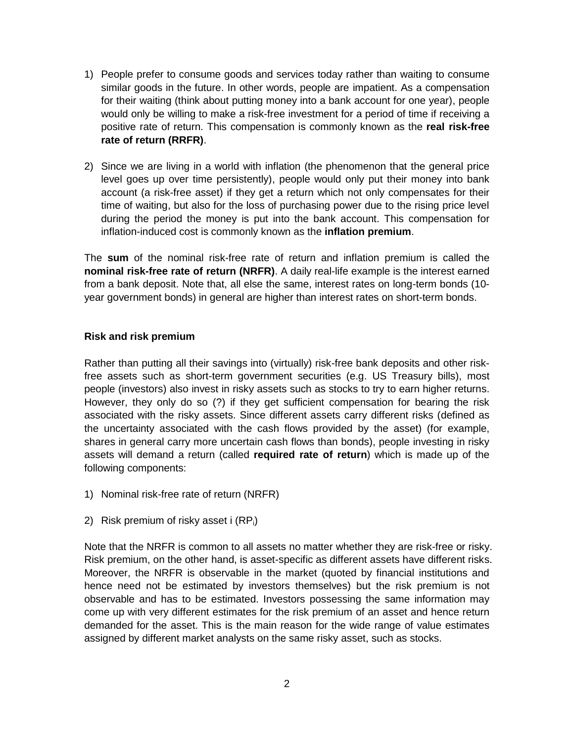1) People prefer to consume goods and services today rather than waiting to consume similar goods in the future. In other words, people are impatient. As a compensation for their waiting (think about putting money into a bank account for one year), people would only be willing to make a risk-free investment for a period of time if receiving a positive rate of return. This compensation is commonly known as the **real risk-free rate of return (RRFR)**.

2) Since we are living in a world with inflation (the phenomenon that the general price level goes up over time persistently), people would only put their money into bank account (a risk-free asset) if they get a return which not only compensates for their time of waiting, but also for the loss of purchasing power due to the rising price level during the period the money is put into the bank account. This compensation for inflation-induced cost is commonly known as the **inflation premium**.

The **sum** of the nominal risk-free rate of return and inflation premium is called the **nominal risk-free rate of return (NRFR)**. A daily real-life example is the interest earned from a bank deposit. Note that, all else the same, interest rates on long-term bonds (10-year government bonds) in general are higher than interest rates on short-term bonds.

**Risk and risk premium**

Rather than putting all their savings into (virtually) risk-free bank deposits and other risk-free assets such as short-term government securities (e.g. US Treasury bills), most people (investors) also invest in risky assets such as stocks to try to earn higher returns. However, they only do so (?) if they get sufficient compensation for bearing the risk associated with the risky assets. Since different assets carry different risks (defined as the uncertainty associated with the cash flows provided by the asset) (for example, shares in general carry more uncertain cash flows than bonds), people investing in risky assets will demand a return (called **required rate of return**) which is made up of the following components:

1) Nominal risk-free rate of return (NRFR)

2) Risk premium of risky asset i ($RP_i$)

Note that the NRFR is common to all assets no matter whether they are risk-free or risky. Risk premium, on the other hand, is asset-specific as different assets have different risks. Moreover, the NRFR is observable in the market (quoted by financial institutions and hence need not be estimated by investors themselves) but the risk premium is not observable and has to be estimated. Investors possessing the same information may come up with very different estimates for the risk premium of an asset and hence return demanded for the asset. This is the main reason for the wide range of value estimates assigned by different market analysts on the same risky asset, such as stocks.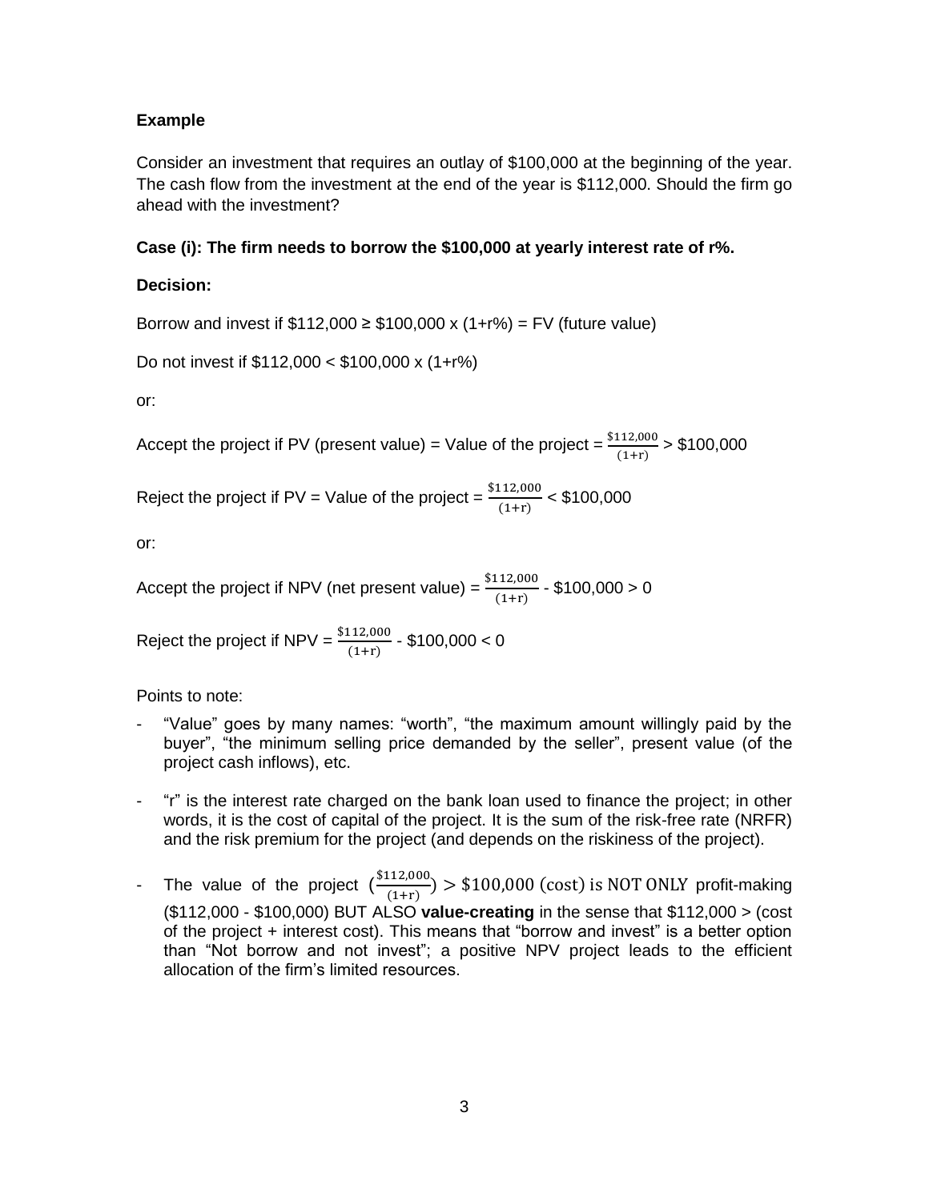**Example**

Consider an investment that requires an outlay of \$100,000 at the beginning of the year. The cash flow from the investment at the end of the year is \$112,000. Should the firm go ahead with the investment?

**Case (i): The firm needs to borrow the \$100,000 at yearly interest rate of r%.**

**Decision:**

Borrow and invest if \$112,000 ≥ \$100,000 x (1+r%) = FV (future value)

Do not invest if \$112,000 < \$100,000 x (1+r%)

or:

Accept the project if PV (present value) = Value of the project = $\frac{\$112{,}000}{(1+r)}$ > \$100,000

Reject the project if PV = Value of the project = $\frac{\$112{,}000}{(1+r)}$ < \$100,000

or:

Accept the project if NPV (net present value) = $\frac{\$112{,}000}{(1+r)}$ - \$100,000 > 0

Reject the project if NPV = $\frac{\$112{,}000}{(1+r)}$ - \$100,000 < 0

Points to note:

- "Value" goes by many names: "worth", "the maximum amount willingly paid by the buyer", "the minimum selling price demanded by the seller", present value (of the project cash inflows), etc.

- "r" is the interest rate charged on the bank loan used to finance the project; in other words, it is the cost of capital of the project. It is the sum of the risk-free rate (NRFR) and the risk premium for the project (and depends on the riskiness of the project).

- The value of the project $(\frac{\$112{,}000}{(1+r)}) > \$100{,}000\ (\text{cost})$ is NOT ONLY profit-making (\$112,000 - \$100,000) BUT ALSO **value-creating** in the sense that \$112,000 > (cost of the project + interest cost). This means that "borrow and invest" is a better option than "Not borrow and not invest"; a positive NPV project leads to the efficient allocation of the firm's limited resources.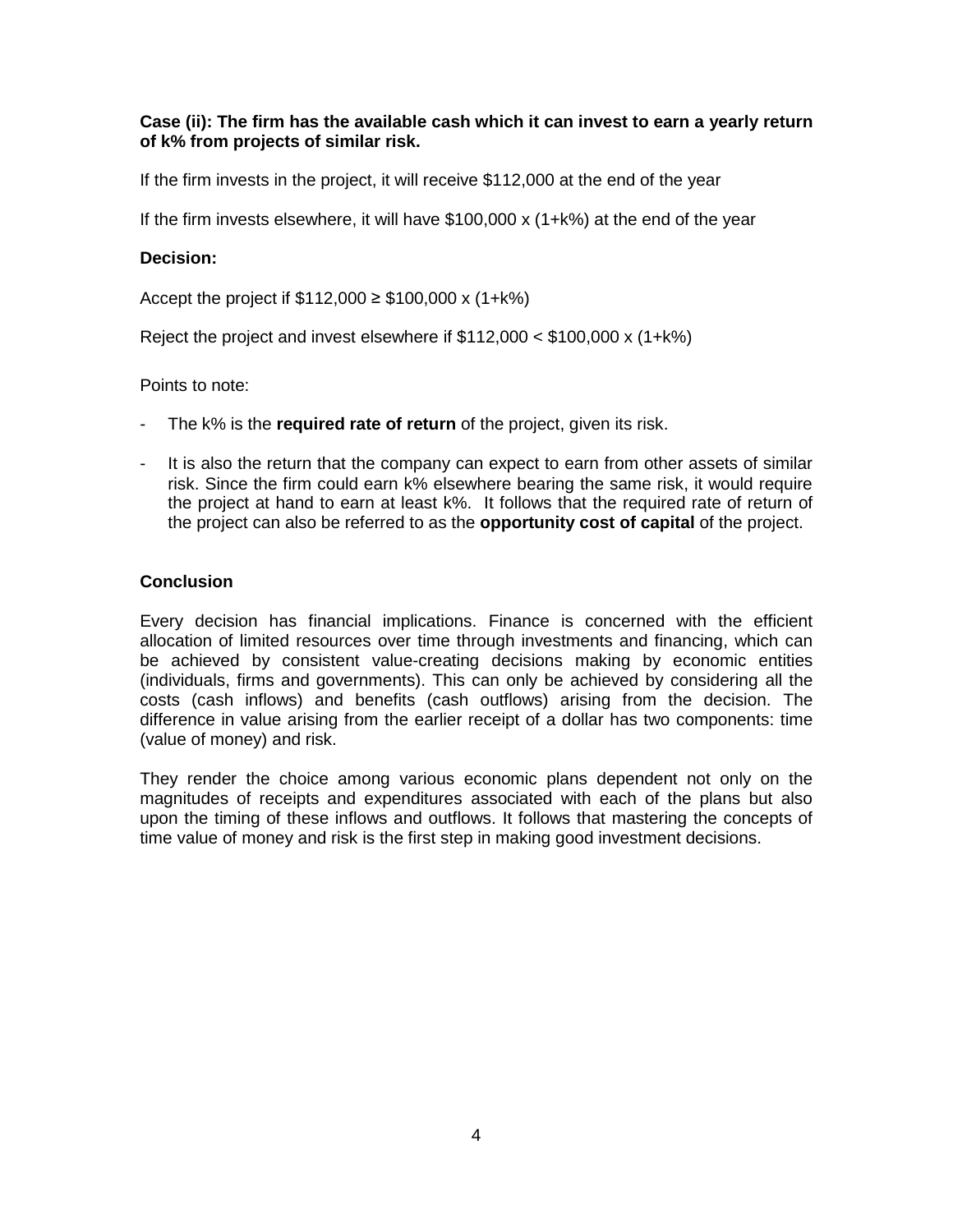**Case (ii): The firm has the available cash which it can invest to earn a yearly return of k% from projects of similar risk.**

If the firm invests in the project, it will receive $112,000 at the end of the year

If the firm invests elsewhere, it will have $100,000 x (1+k%) at the end of the year

**Decision:**

Accept the project if $112,000 ≥ $100,000 x (1+k%)

Reject the project and invest elsewhere if $112,000 < $100,000 x (1+k%)

Points to note:

- The k% is the **required rate of return** of the project, given its risk.
- It is also the return that the company can expect to earn from other assets of similar risk. Since the firm could earn k% elsewhere bearing the same risk, it would require the project at hand to earn at least k%. It follows that the required rate of return of the project can also be referred to as the **opportunity cost of capital** of the project.

**Conclusion**

Every decision has financial implications. Finance is concerned with the efficient allocation of limited resources over time through investments and financing, which can be achieved by consistent value-creating decisions making by economic entities (individuals, firms and governments). This can only be achieved by considering all the costs (cash inflows) and benefits (cash outflows) arising from the decision. The difference in value arising from the earlier receipt of a dollar has two components: time (value of money) and risk.

They render the choice among various economic plans dependent not only on the magnitudes of receipts and expenditures associated with each of the plans but also upon the timing of these inflows and outflows. It follows that mastering the concepts of time value of money and risk is the first step in making good investment decisions.